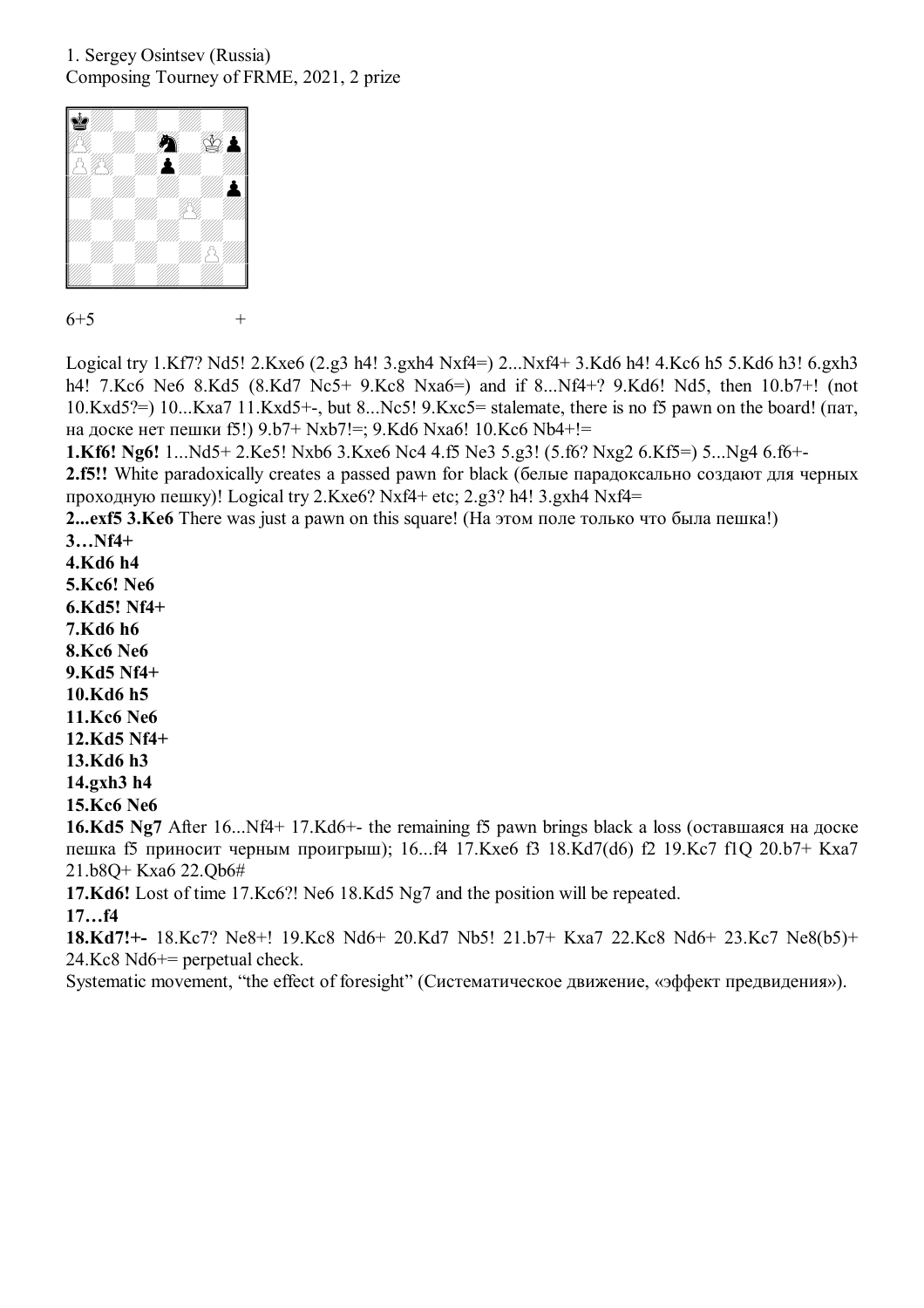1. Sergey Osintsev (Russia)
Composing Tourney of FRME, 2021, 2 prize

6+5 +

Logical try 1.Kf7? Nd5! 2.Kxe6 (2.g3 h4! 3.gxh4 Nxf4=) 2...Nxf4+ 3.Kd6 h4! 4.Kc6 h5 5.Kd6 h3! 6.gxh3 h4! 7.Kc6 Ne6 8.Kd5 (8.Kd7 Nc5+ 9.Kc8 Nxa6=) and if 8...Nf4+? 9.Kd6! Nd5, then 10.b7+! (not 10.Kxd5?=) 10...Kxa7 11.Kxd5+-, but 8...Nc5! 9.Kxc5= stalemate, there is no f5 pawn on the board! (пат, на доске нет пешки f5!) 9.b7+ Nxb7!=; 9.Kd6 Nxa6! 10.Kc6 Nb4+!=

**1.Kf6! Ng6!** 1...Nd5+ 2.Ke5! Nxb6 3.Kxe6 Nc4 4.f5 Ne3 5.g3! (5.f6? Nxg2 6.Kf5=) 5...Ng4 6.f6+-

**2.f5!!** White paradoxically creates a passed pawn for black (белые парадоксально создают для черных проходную пешку)! Logical try 2.Kxe6? Nxf4+ etc; 2.g3? h4! 3.gxh4 Nxf4=

**2...exf5 3.Ke6** There was just a pawn on this square! (На этом поле только что была пешка!)

**3…Nf4+**

**4.Kd6 h4**

**5.Kc6! Ne6**

**6.Kd5! Nf4+**

**7.Kd6 h6**

**8.Kc6 Ne6**

**9.Kd5 Nf4+**

**10.Kd6 h5**

**11.Kc6 Ne6**

**12.Kd5 Nf4+**

**13.Kd6 h3**

**14.gxh3 h4**

**15.Kc6 Ne6**

**16.Kd5 Ng7** After 16...Nf4+ 17.Kd6+- the remaining f5 pawn brings black a loss (оставшаяся на доске пешка f5 приносит черным проигрыш); 16...f4 17.Kxe6 f3 18.Kd7(d6) f2 19.Kc7 f1Q 20.b7+ Kxa7 21.b8Q+ Kxa6 22.Qb6#

**17.Kd6!** Lost of time 17.Kc6?! Ne6 18.Kd5 Ng7 and the position will be repeated.

**17…f4**

**18.Kd7!+-** 18.Kc7? Ne8+! 19.Kc8 Nd6+ 20.Kd7 Nb5! 21.b7+ Kxa7 22.Kc8 Nd6+ 23.Kc7 Ne8(b5)+ 24.Kc8 Nd6+= perpetual check.

Systematic movement, "the effect of foresight" (Систематическое движение, «эффект предвидения»).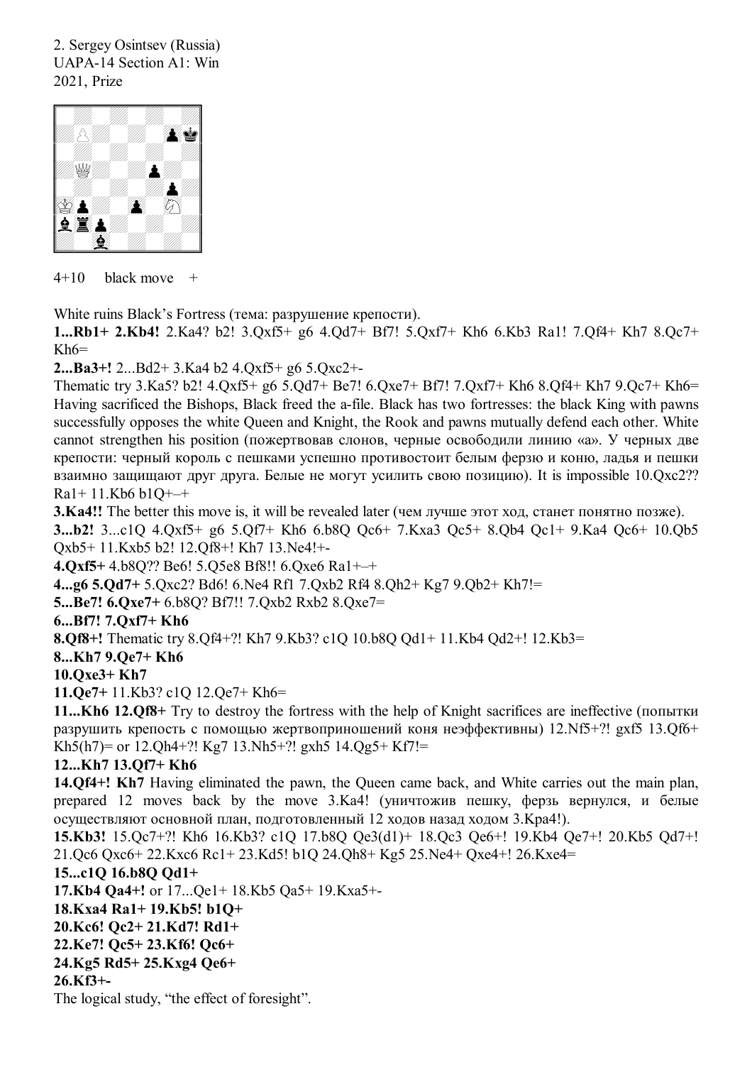2. Sergey Osintsev (Russia)
UAPA-14 Section A1: Win
2021, Prize

4+10     black move     +

White ruins Black's Fortress (тема: разрушение крепости).

**1...Rb1+ 2.Kb4!** 2.Ka4? b2! 3.Qxf5+ g6 4.Qd7+ Bf7! 5.Qxf7+ Kh6 6.Kb3 Ra1! 7.Qf4+ Kh7 8.Qc7+ Kh6=

**2...Ba3+!** 2...Bd2+ 3.Ka4 b2 4.Qxf5+ g6 5.Qxc2+-

Thematic try 3.Ka5? b2! 4.Qxf5+ g6 5.Qd7+ Be7! 6.Qxe7+ Bf7! 7.Qxf7+ Kh6 8.Qf4+ Kh7 9.Qc7+ Kh6= Having sacrificed the Bishops, Black freed the a-file. Black has two fortresses: the black King with pawns successfully opposes the white Queen and Knight, the Rook and pawns mutually defend each other. White cannot strengthen his position (пожертвовав слонов, черные освободили линию «а». У черных две крепости: черный король с пешками успешно противостоит белым ферзю и коню, ладья и пешки взаимно защищают друг друга. Белые не могут усилить свою позицию). It is impossible 10.Qxc2?? Ra1+ 11.Kb6 b1Q+–+

**3.Ka4!!** The better this move is, it will be revealed later (чем лучше этот ход, станет понятно позже).

**3...b2!** 3...c1Q 4.Qxf5+ g6 5.Qf7+ Kh6 6.b8Q Qc6+ 7.Kxa3 Qc5+ 8.Qb4 Qc1+ 9.Ka4 Qc6+ 10.Qb5 Qxb5+ 11.Kxb5 b2! 12.Qf8+! Kh7 13.Ne4!+-

**4.Qxf5+** 4.b8Q?? Be6! 5.Q5e8 Bf8!! 6.Qxe6 Ra1+–+

**4...g6 5.Qd7+** 5.Qxc2? Bd6! 6.Ne4 Rf1 7.Qxb2 Rf4 8.Qh2+ Kg7 9.Qb2+ Kh7!=

**5...Be7! 6.Qxe7+** 6.b8Q? Bf7!! 7.Qxb2 Rxb2 8.Qxe7=

**6...Bf7! 7.Qxf7+ Kh6**

**8.Qf8+!** Thematic try 8.Qf4+?! Kh7 9.Kb3? c1Q 10.b8Q Qd1+ 11.Kb4 Qd2+! 12.Kb3=

**8...Kh7 9.Qe7+ Kh6**

**10.Qxe3+ Kh7**

**11.Qe7+** 11.Kb3? c1Q 12.Qe7+ Kh6=

**11...Kh6 12.Qf8+** Try to destroy the fortress with the help of Knight sacrifices are ineffective (попытки разрушить крепость с помощью жертвоприношений коня неэффективны) 12.Nf5+?! gxf5 13.Qf6+ Kh5(h7)= or 12.Qh4+?! Kg7 13.Nh5+?! gxh5 14.Qg5+ Kf7!=

**12...Kh7 13.Qf7+ Kh6**

**14.Qf4+! Kh7** Having eliminated the pawn, the Queen came back, and White carries out the main plan, prepared 12 moves back by the move 3.Ka4! (уничтожив пешку, ферзь вернулся, и белые осуществляют основной план, подготовленный 12 ходов назад ходом 3.Кра4!).

**15.Kb3!** 15.Qc7+?! Kh6 16.Kb3? c1Q 17.b8Q Qe3(d1)+ 18.Qc3 Qe6+! 19.Kb4 Qe7+! 20.Kb5 Qd7+! 21.Qc6 Qxc6+ 22.Kxc6 Rc1+ 23.Kd5! b1Q 24.Qh8+ Kg5 25.Ne4+ Qxe4+! 26.Kxe4=

**15...c1Q 16.b8Q Qd1+**

**17.Kb4 Qa4+!** or 17...Qe1+ 18.Kb5 Qa5+ 19.Kxa5+-

**18.Kxa4 Ra1+ 19.Kb5! b1Q+**

**20.Kc6! Qc2+ 21.Kd7! Rd1+**

**22.Ke7! Qc5+ 23.Kf6! Qc6+**

**24.Kg5 Rd5+ 25.Kxg4 Qe6+**

**26.Kf3+-**

The logical study, "the effect of foresight".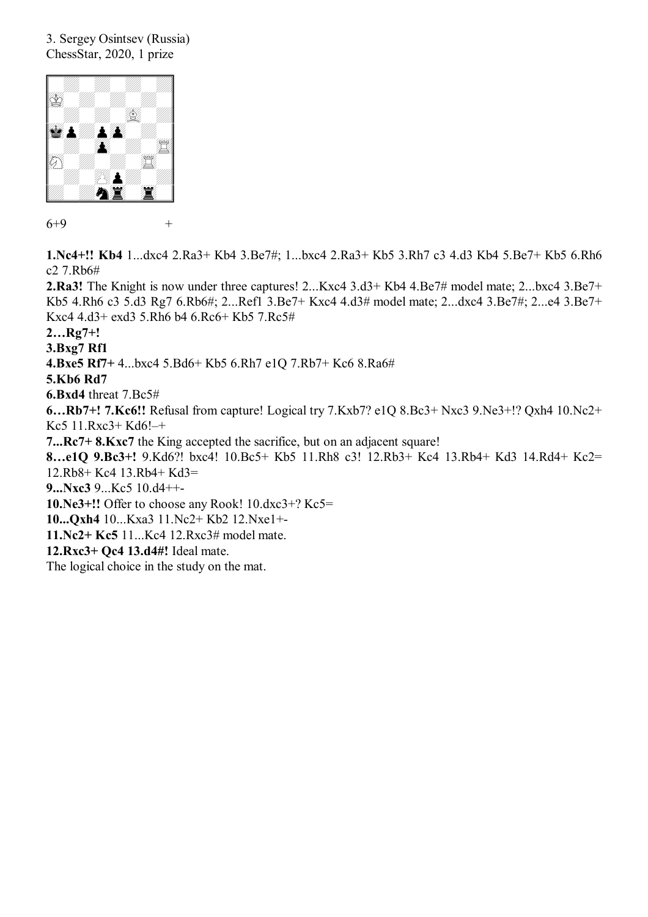3. Sergey Osintsev (Russia)
ChessStar, 2020, 1 prize

6+9 +

**1.Nc4+!! Kb4** 1...dxc4 2.Ra3+ Kb4 3.Be7#; 1...bxc4 2.Ra3+ Kb5 3.Rh7 c3 4.d3 Kb4 5.Be7+ Kb5 6.Rh6 c2 7.Rb6#

**2.Ra3!** The Knight is now under three captures! 2...Kxc4 3.d3+ Kb4 4.Be7# model mate; 2...bxc4 3.Be7+ Kb5 4.Rh6 c3 5.d3 Rg7 6.Rb6#; 2...Ref1 3.Be7+ Kxc4 4.d3# model mate; 2...dxc4 3.Be7#; 2...e4 3.Be7+ Kxc4 4.d3+ exd3 5.Rh6 b4 6.Rc6+ Kb5 7.Rc5#

**2…Rg7+!**

**3.Bxg7 Rf1**

**4.Bxe5 Rf7+** 4...bxc4 5.Bd6+ Kb5 6.Rh7 e1Q 7.Rb7+ Kc6 8.Ra6#

**5.Kb6 Rd7**

**6.Bxd4** threat 7.Bc5#

**6…Rb7+! 7.Kc6!!** Refusal from capture! Logical try 7.Kxb7? e1Q 8.Bc3+ Nxc3 9.Ne3+!? Qxh4 10.Nc2+ Kc5 11.Rxc3+ Kd6!–+

**7...Rc7+ 8.Kxc7** the King accepted the sacrifice, but on an adjacent square!

**8…e1Q 9.Bc3+!** 9.Kd6?! bxc4! 10.Bc5+ Kb5 11.Rh8 c3! 12.Rb3+ Kc4 13.Rb4+ Kd3 14.Rd4+ Kc2= 12.Rb8+ Kc4 13.Rb4+ Kd3=

**9...Nxc3** 9...Kc5 10.d4++-

**10.Ne3+!!** Offer to choose any Rook! 10.dxc3+? Kc5=

**10...Qxh4** 10...Kxa3 11.Nc2+ Kb2 12.Nxe1+-

**11.Nc2+ Kc5** 11...Kc4 12.Rxc3# model mate.

**12.Rxc3+ Qc4 13.d4#!** Ideal mate.

The logical choice in the study on the mat.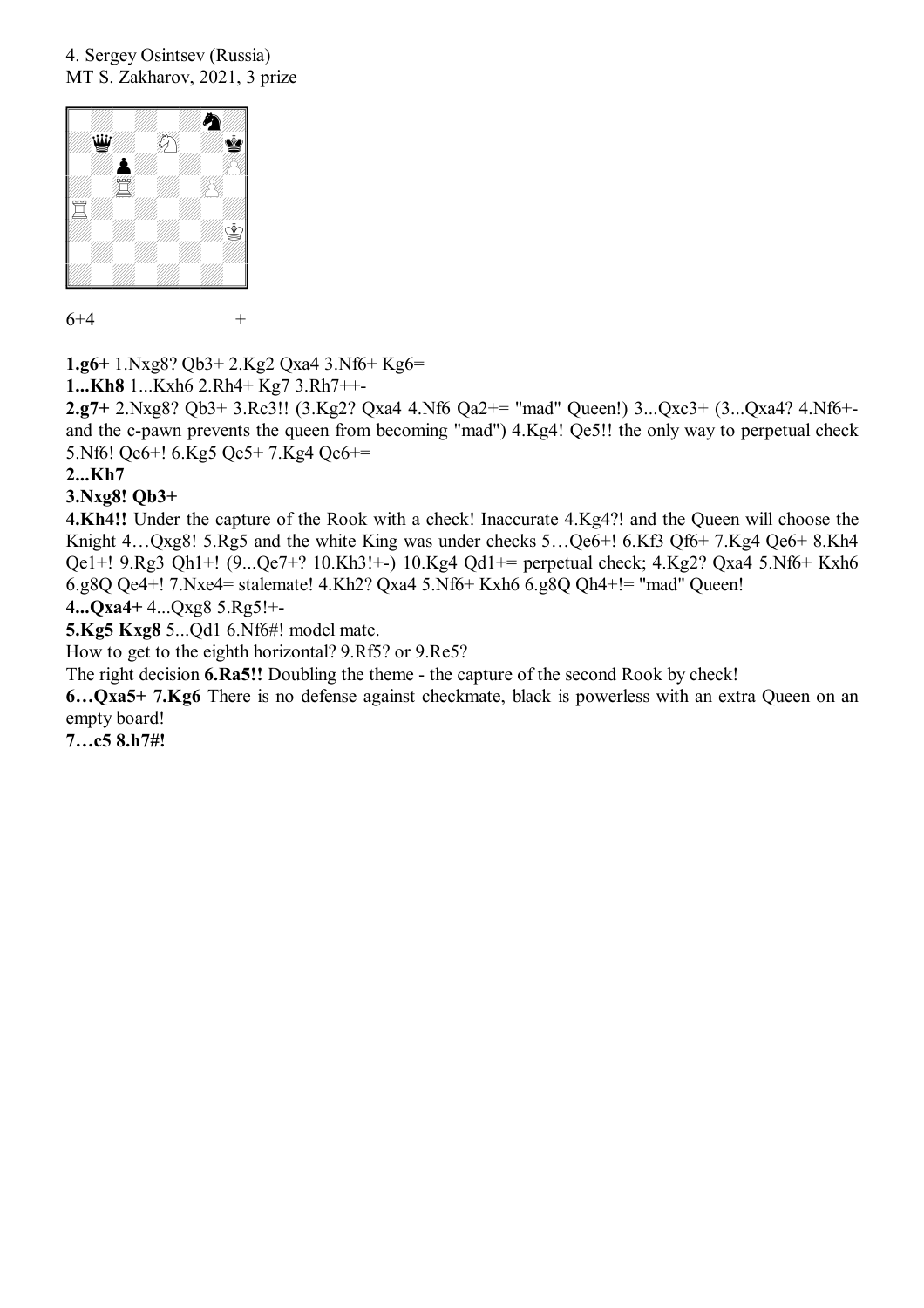4. Sergey Osintsev (Russia)
MT S. Zakharov, 2021, 3 prize

6+4 +

**1.g6+** 1.Nxg8? Qb3+ 2.Kg2 Qxa4 3.Nf6+ Kg6=

**1...Kh8** 1...Kxh6 2.Rh4+ Kg7 3.Rh7++-

**2.g7+** 2.Nxg8? Qb3+ 3.Rc3!! (3.Kg2? Qxa4 4.Nf6 Qa2+= "mad" Queen!) 3...Qxc3+ (3...Qxa4? 4.Nf6+- and the c-pawn prevents the queen from becoming "mad") 4.Kg4! Qe5!! the only way to perpetual check 5.Nf6! Qe6+! 6.Kg5 Qe5+ 7.Kg4 Qe6+=

**2...Kh7**

**3.Nxg8! Qb3+**

**4.Kh4!!** Under the capture of the Rook with a check! Inaccurate 4.Kg4?! and the Queen will choose the Knight 4…Qxg8! 5.Rg5 and the white King was under checks 5…Qe6+! 6.Kf3 Qf6+ 7.Kg4 Qe6+ 8.Kh4 Qe1+! 9.Rg3 Qh1+! (9...Qe7+? 10.Kh3!+-) 10.Kg4 Qd1+= perpetual check; 4.Kg2? Qxa4 5.Nf6+ Kxh6 6.g8Q Qe4+! 7.Nxe4= stalemate! 4.Kh2? Qxa4 5.Nf6+ Kxh6 6.g8Q Qh4+!= "mad" Queen!

**4...Qxa4+** 4...Qxg8 5.Rg5!+-

**5.Kg5 Kxg8** 5...Qd1 6.Nf6#! model mate.

How to get to the eighth horizontal? 9.Rf5? or 9.Re5?

The right decision **6.Ra5!!** Doubling the theme - the capture of the second Rook by check!

**6…Qxa5+ 7.Kg6** There is no defense against checkmate, black is powerless with an extra Queen on an empty board!

**7…c5 8.h7#!**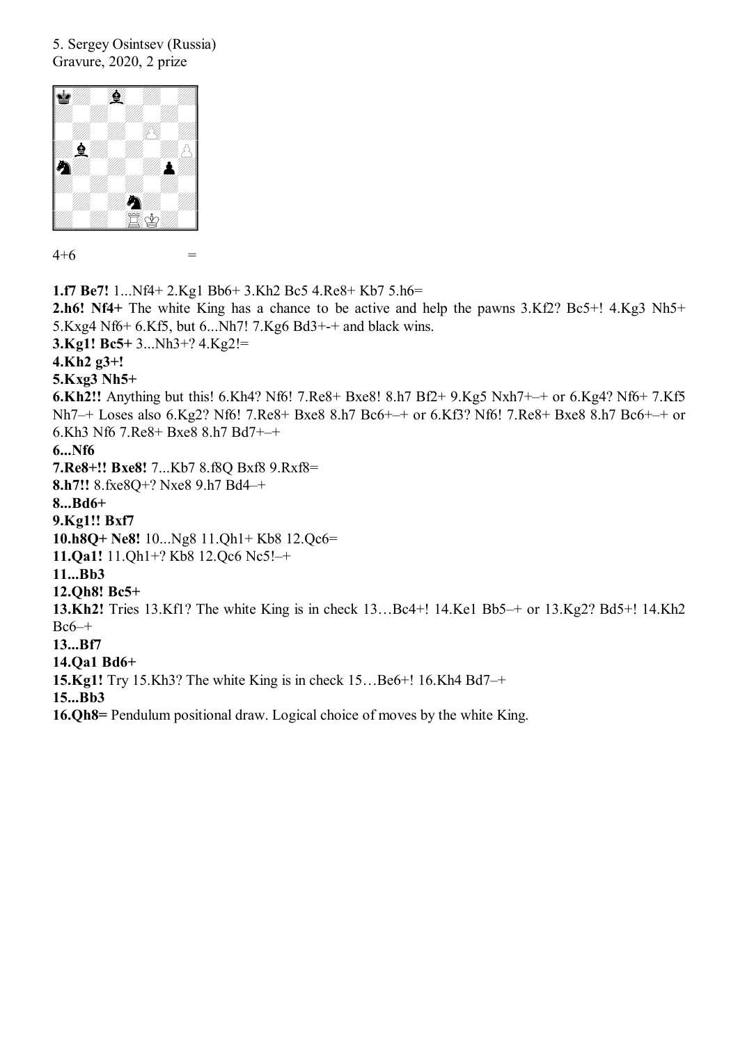5. Sergey Osintsev (Russia)
Gravure, 2020, 2 prize

4+6 =

**1.f7 Be7!** 1...Nf4+ 2.Kg1 Bb6+ 3.Kh2 Bc5 4.Re8+ Kb7 5.h6=

**2.h6! Nf4+** The white King has a chance to be active and help the pawns 3.Kf2? Bc5+! 4.Kg3 Nh5+ 5.Kxg4 Nf6+ 6.Kf5, but 6...Nh7! 7.Kg6 Bd3+-+ and black wins.

**3.Kg1! Bc5+** 3...Nh3+? 4.Kg2!=

**4.Kh2 g3+!**

**5.Kxg3 Nh5+**

**6.Kh2!!** Anything but this! 6.Kh4? Nf6! 7.Re8+ Bxe8! 8.h7 Bf2+ 9.Kg5 Nxh7+–+ or 6.Kg4? Nf6+ 7.Kf5 Nh7–+ Loses also 6.Kg2? Nf6! 7.Re8+ Bxe8 8.h7 Bc6+–+ or 6.Kf3? Nf6! 7.Re8+ Bxe8 8.h7 Bc6+–+ or 6.Kh3 Nf6 7.Re8+ Bxe8 8.h7 Bd7+–+

**6...Nf6**

**7.Re8+!! Bxe8!** 7...Kb7 8.f8Q Bxf8 9.Rxf8=

**8.h7!!** 8.fxe8Q+? Nxe8 9.h7 Bd4–+

**8...Bd6+**

**9.Kg1!! Bxf7**

**10.h8Q+ Ne8!** 10...Ng8 11.Qh1+ Kb8 12.Qc6=

**11.Qa1!** 11.Qh1+? Kb8 12.Qc6 Nc5!–+

**11...Bb3**

**12.Qh8! Bc5+**

**13.Kh2!** Tries 13.Kf1? The white King is in check 13…Bc4+! 14.Ke1 Bb5–+ or 13.Kg2? Bd5+! 14.Kh2 Bc6–+

**13...Bf7**

**14.Qa1 Bd6+**

**15.Kg1!** Try 15.Kh3? The white King is in check 15…Be6+! 16.Kh4 Bd7–+

**15...Bb3**

**16.Qh8=** Pendulum positional draw. Logical choice of moves by the white King.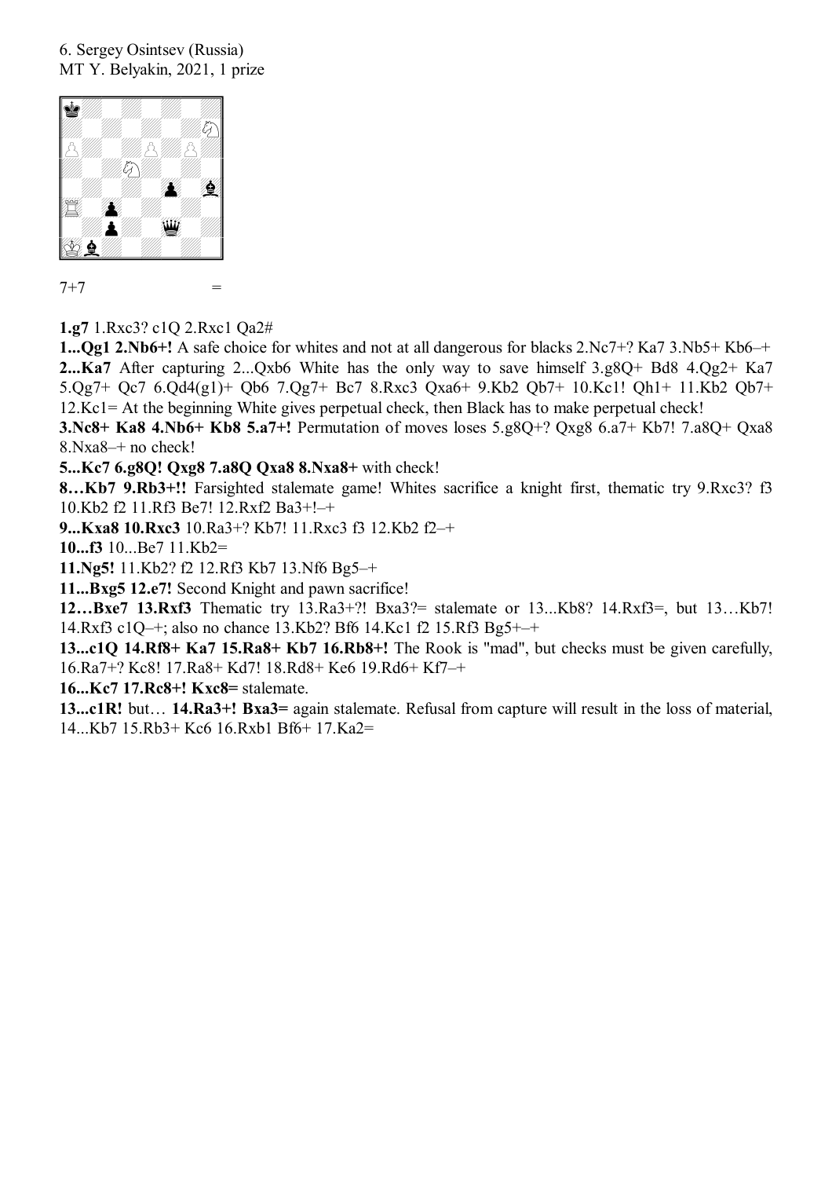6. Sergey Osintsev (Russia)
MT Y. Belyakin, 2021, 1 prize

7+7 =

**1.g7** 1.Rxc3? c1Q 2.Rxc1 Qa2#

**1...Qg1 2.Nb6+!** A safe choice for whites and not at all dangerous for blacks 2.Nc7+? Ka7 3.Nb5+ Kb6–+

**2...Ka7** After capturing 2...Qxb6 White has the only way to save himself 3.g8Q+ Bd8 4.Qg2+ Ka7 5.Qg7+ Qc7 6.Qd4(g1)+ Qb6 7.Qg7+ Bc7 8.Rxc3 Qxa6+ 9.Kb2 Qb7+ 10.Kc1! Qh1+ 11.Kb2 Qb7+ 12.Kc1= At the beginning White gives perpetual check, then Black has to make perpetual check!

**3.Nc8+ Ka8 4.Nb6+ Kb8 5.a7+!** Permutation of moves loses 5.g8Q+? Qxg8 6.a7+ Kb7! 7.a8Q+ Qxa8 8.Nxa8–+ no check!

**5...Kc7 6.g8Q! Qxg8 7.a8Q Qxa8 8.Nxa8+** with check!

**8…Kb7 9.Rb3+!!** Farsighted stalemate game! Whites sacrifice a knight first, thematic try 9.Rxc3? f3 10.Kb2 f2 11.Rf3 Be7! 12.Rxf2 Ba3+!–+

**9...Kxa8 10.Rxc3** 10.Ra3+? Kb7! 11.Rxc3 f3 12.Kb2 f2–+

**10...f3** 10...Be7 11.Kb2=

**11.Ng5!** 11.Kb2? f2 12.Rf3 Kb7 13.Nf6 Bg5–+

**11...Bxg5 12.e7!** Second Knight and pawn sacrifice!

**12…Bxe7 13.Rxf3** Thematic try 13.Ra3+?! Bxa3?= stalemate or 13...Kb8? 14.Rxf3=, but 13…Kb7! 14.Rxf3 c1Q–+; also no chance 13.Kb2? Bf6 14.Kc1 f2 15.Rf3 Bg5+–+

**13...c1Q 14.Rf8+ Ka7 15.Ra8+ Kb7 16.Rb8+!** The Rook is "mad", but checks must be given carefully, 16.Ra7+? Kc8! 17.Ra8+ Kd7! 18.Rd8+ Ke6 19.Rd6+ Kf7–+

**16...Kc7 17.Rc8+! Kxc8=** stalemate.

**13...c1R!** but… **14.Ra3+! Bxa3=** again stalemate. Refusal from capture will result in the loss of material, 14...Kb7 15.Rb3+ Kc6 16.Rxb1 Bf6+ 17.Ka2=